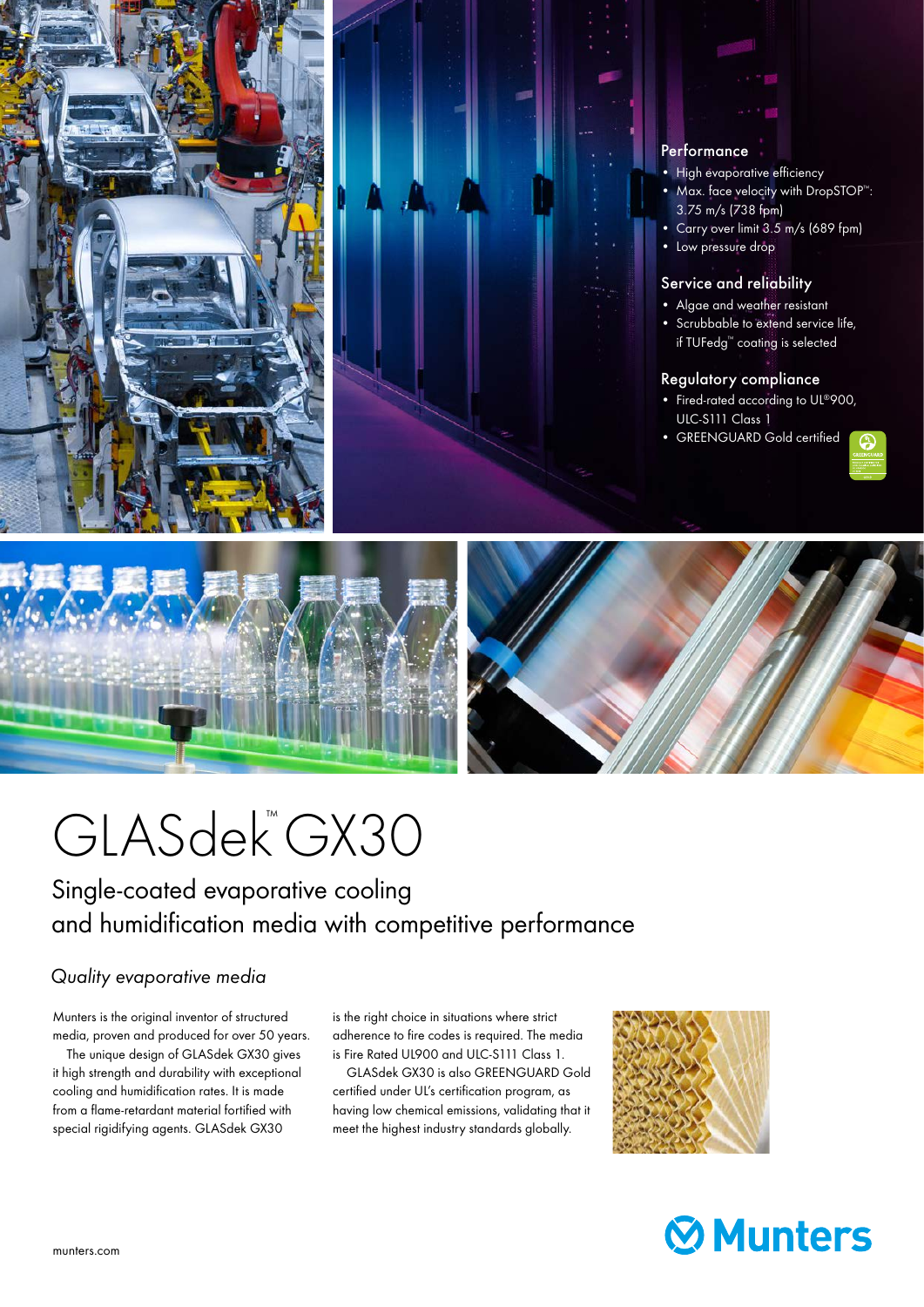# GLASdek™ GX30

## Single-coated evaporative cooling and humidification media with competitive performance

### Performance

- High evaporative efficiency
- Max. face velocity with DropSTOP™: 3.75 m/s (738 fpm)
- Carry over limit 3.5 m/s (689 fpm)
- Low pressure drop

### Service and reliability

- Algae and weather resistant
- Scrubbable to extend service life, if TUFedg™ coating is selected

### Regulatory compliance

- Fired-rated according to UL®900, ULC-S111 Class 1
- GREENGUARD Gold certified

### *Quality evaporative media*

Munters is the original inventor of structured media, proven and produced for over 50 years.

The unique design of GLASdek GX30 gives it high strength and durability with exceptional cooling and humidification rates. It is made from a flame-retardant material fortified with special rigidifying agents. GLASdek GX30 is the right choice in situations where strict adherence to fire codes is required. The media is Fire Rated UL900 and ULC-S111 Class 1.

GLASdek GX30 is also GREENGUARD Gold certified under UL's certification program, as having low chemical emissions, validating that it meet the highest industry standards globally.

munters.com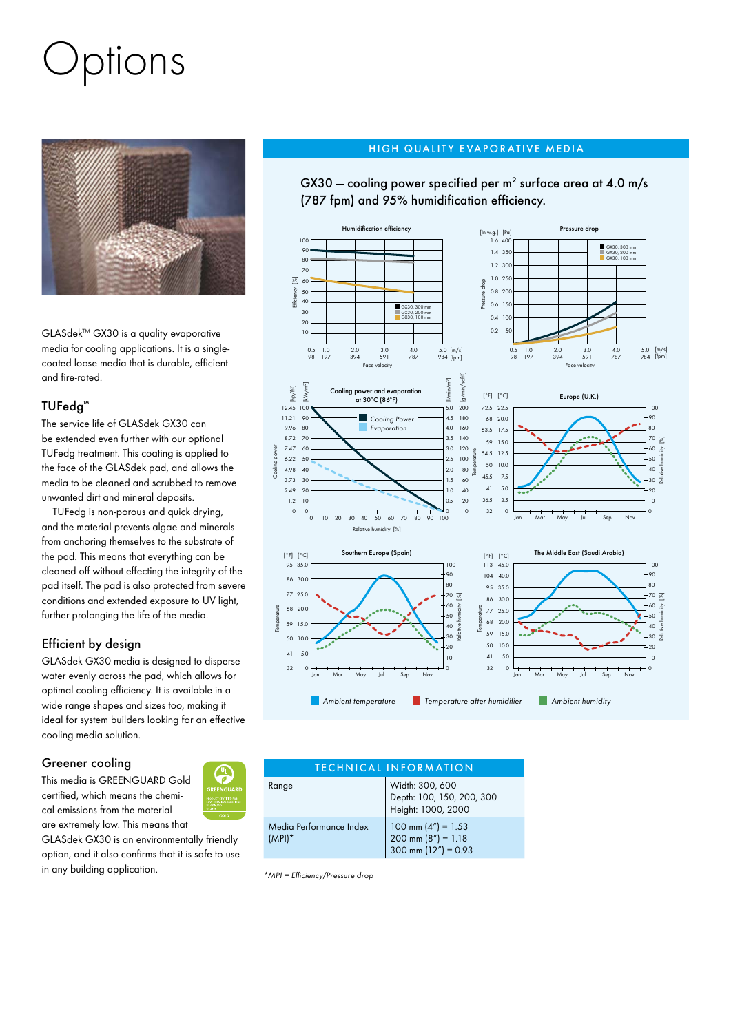# Options

GLASdek™ GX30 is a quality evaporative media for cooling applications. It is a single-coated loose media that is durable, efficient and fire-rated.

## TUFedg™

The service life of GLASdek GX30 can be extended even further with our optional TUFedg treatment. This coating is applied to the face of the GLASdek pad, and allows the media to be cleaned and scrubbed to remove unwanted dirt and mineral deposits.

TUFedg is non-porous and quick drying, and the material prevents algae and minerals from anchoring themselves to the substrate of the pad. This means that everything can be cleaned off without effecting the integrity of the pad itself. The pad is also protected from severe conditions and extended exposure to UV light, further prolonging the life of the media.

## Efficient by design

GLASdek GX30 media is designed to disperse water evenly across the pad, which allows for optimal cooling efficiency. It is available in a wide range shapes and sizes too, making it ideal for system builders looking for an effective cooling media solution.

## Greener cooling

This media is GREENGUARD Gold certified, which means the chemical emissions from the material are extremely low. This means that GLASdek GX30 is an environmentally friendly option, and it also confirms that it is safe to use in any building application.

## HIGH QUALITY EVAPORATIVE MEDIA

GX30 – cooling power specified per m² surface area at 4.0 m/s (787 fpm) and 95% humidification efficiency.

Ambient temperature | Temperature after humidifier | Ambient humidity

## TECHNICAL INFORMATION

| | |
|---|---|
| Range | Width: 300, 600<br>Depth: 100, 150, 200, 300<br>Height: 1000, 2000 |
| Media Performance Index (MPI)* | 100 mm (4") = 1.53<br>200 mm (8") = 1.18<br>300 mm (12") = 0.93 |

*MPI = Efficiency/Pressure drop*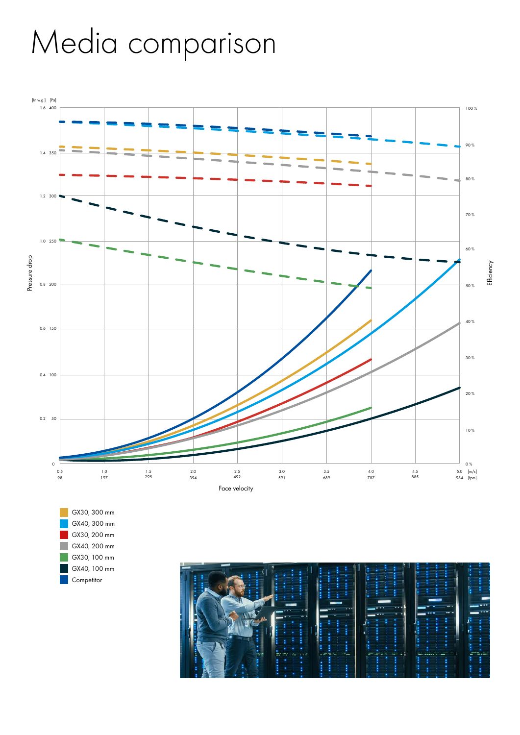# Media comparison

[In w.g.] [Pa]

Pressure drop

Efficiency

Face velocity

| [m/s] | 0.5 | 1.0 | 1.5 | 2.0 | 2.5 | 3.0 | 3.5 | 4.0 | 4.5 | 5.0 |
|---|---|---|---|---|---|---|---|---|---|---|
| [fpm] | 98 | 197 | 295 | 394 | 492 | 591 | 689 | 787 | 885 | 984 |

- GX30, 300 mm
- GX40, 300 mm
- GX30, 200 mm
- GX40, 200 mm
- GX30, 100 mm
- GX40, 100 mm
- Competitor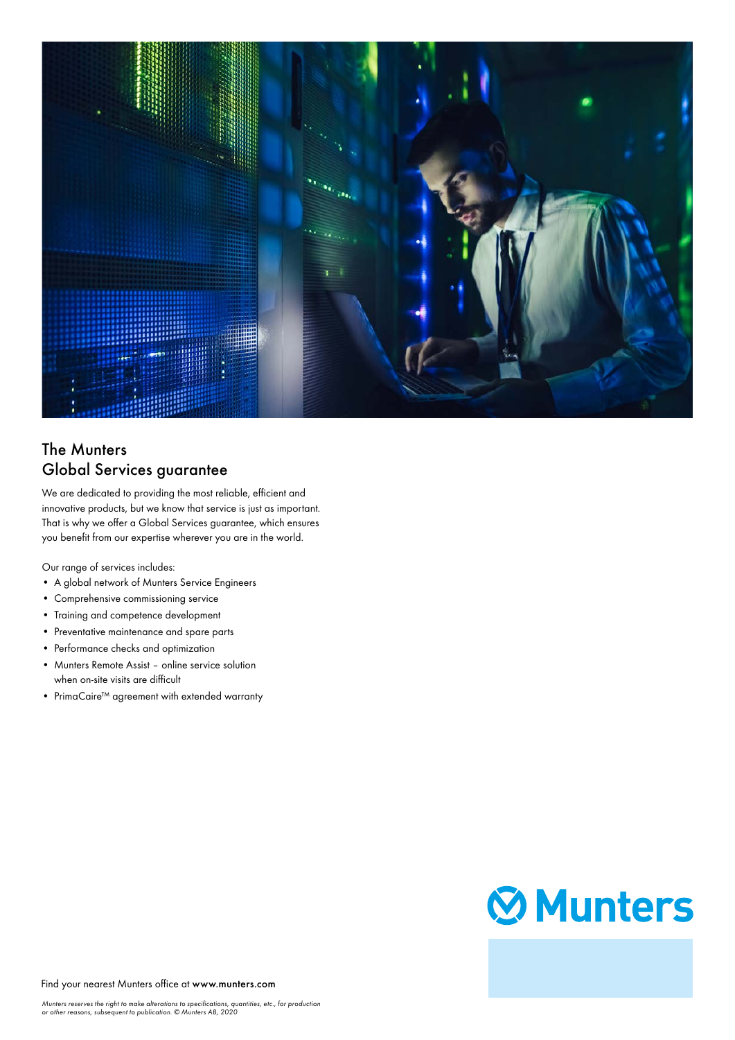## The Munters
## Global Services guarantee

We are dedicated to providing the most reliable, efficient and innovative products, but we know that service is just as important. That is why we offer a Global Services guarantee, which ensures you benefit from our expertise wherever you are in the world.

Our range of services includes:

- A global network of Munters Service Engineers
- Comprehensive commissioning service
- Training and competence development
- Preventative maintenance and spare parts
- Performance checks and optimization
- Munters Remote Assist – online service solution when on-site visits are difficult
- PrimaCaire™ agreement with extended warranty

Munters

Find your nearest Munters office at **www.munters.com**

*Munters reserves the right to make alterations to specifications, quantities, etc., for production or other reasons, subsequent to publication. © Munters AB, 2020*